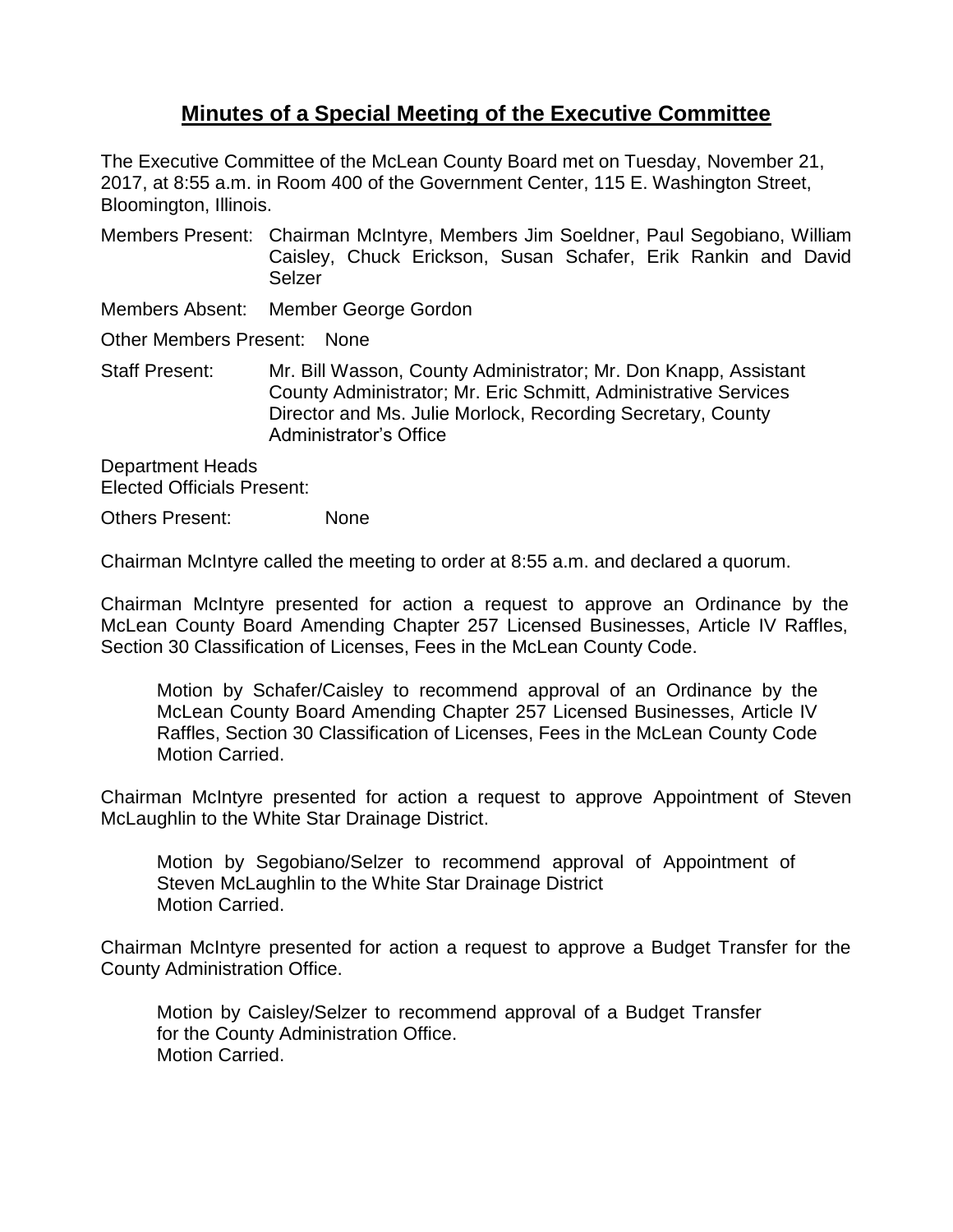# Minutes of a Special Meeting of the Executive Committee

The Executive Committee of the McLean County Board met on Tuesday, November 21, 2017, at 8:55 a.m. in Room 400 of the Government Center, 115 E. Washington Street, Bloomington, Illinois.

Members Present: Chairman McIntyre, Members Jim Soeldner, Paul Segobiano, William Caisley, Chuck Erickson, Susan Schafer, Erik Rankin and David Selzer

Members Absent: Member George Gordon

Other Members Present: None

Staff Present: Mr. Bill Wasson, County Administrator; Mr. Don Knapp, Assistant County Administrator; Mr. Eric Schmitt, Administrative Services Director and Ms. Julie Morlock, Recording Secretary, County Administrator's Office

Department Heads
Elected Officials Present:

Others Present: None

Chairman McIntyre called the meeting to order at 8:55 a.m. and declared a quorum.

Chairman McIntyre presented for action a request to approve an Ordinance by the McLean County Board Amending Chapter 257 Licensed Businesses, Article IV Raffles, Section 30 Classification of Licenses, Fees in the McLean County Code.

> Motion by Schafer/Caisley to recommend approval of an Ordinance by the McLean County Board Amending Chapter 257 Licensed Businesses, Article IV Raffles, Section 30 Classification of Licenses, Fees in the McLean County Code
> Motion Carried.

Chairman McIntyre presented for action a request to approve Appointment of Steven McLaughlin to the White Star Drainage District.

> Motion by Segobiano/Selzer to recommend approval of Appointment of Steven McLaughlin to the White Star Drainage District
> Motion Carried.

Chairman McIntyre presented for action a request to approve a Budget Transfer for the County Administration Office.

> Motion by Caisley/Selzer to recommend approval of a Budget Transfer for the County Administration Office.
> Motion Carried.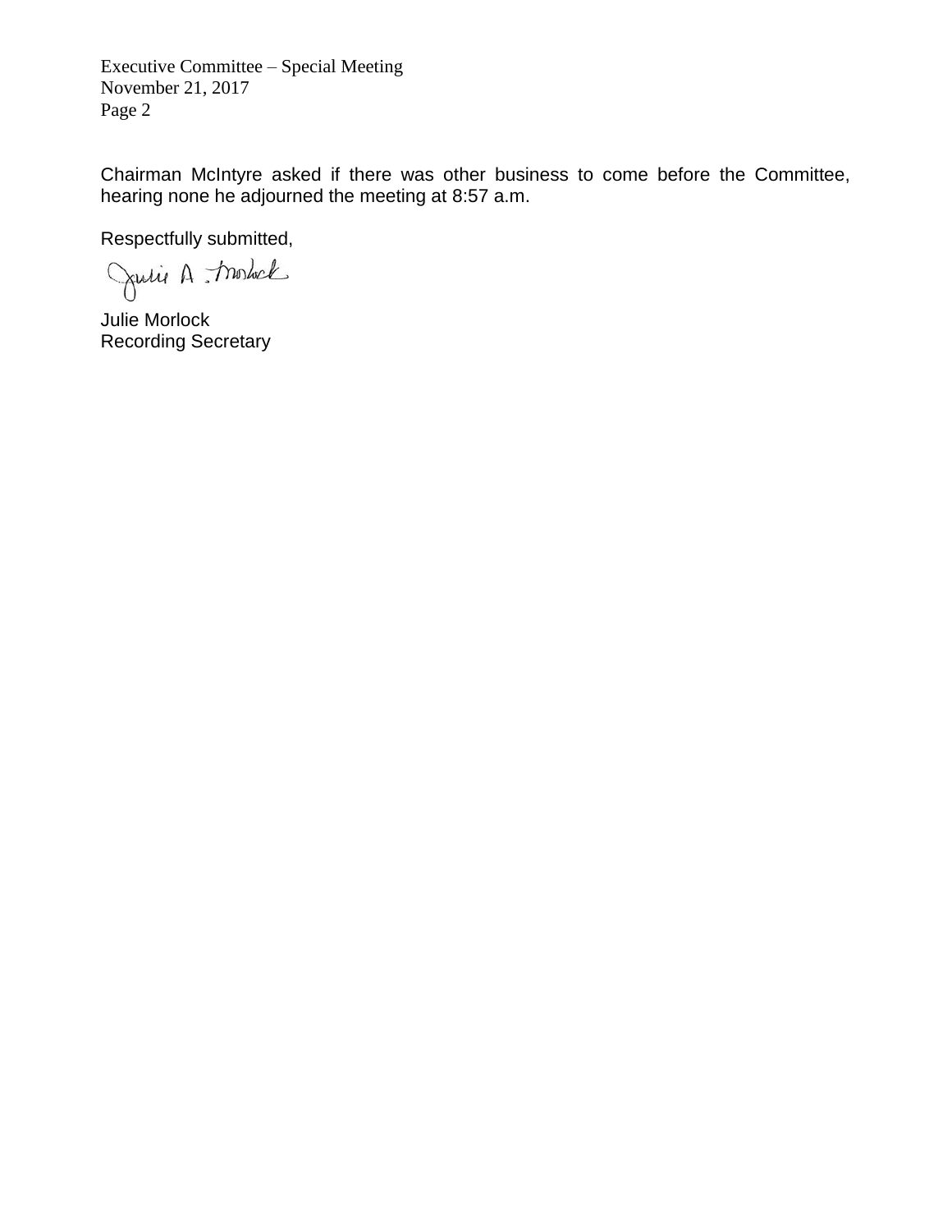Chairman McIntyre asked if there was other business to come before the Committee, hearing none he adjourned the meeting at 8:57 a.m.

Respectfully submitted,

Julie A. Morlock

Julie Morlock
Recording Secretary